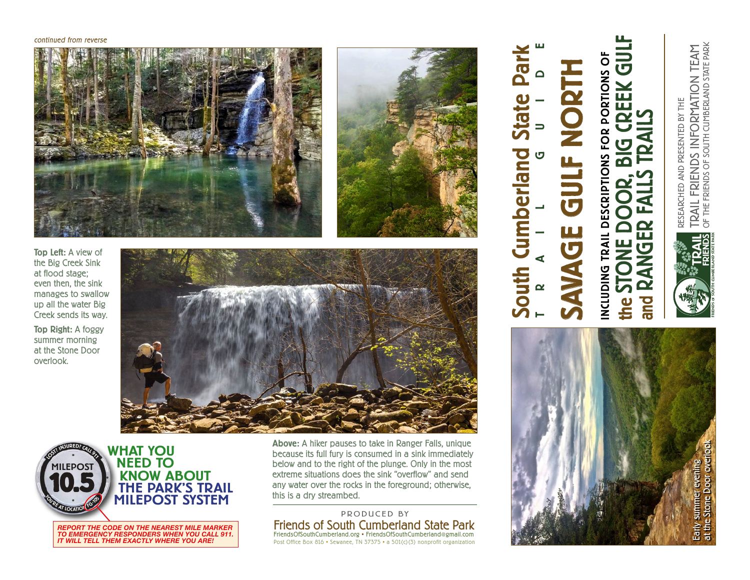*continued from reverse*

**Top Left:** A view of the Big Creek Sink at flood stage; even then, the sink manages to swallow up all the water Big Creek sends its way.

**Top Right:** A foggy summer morning at the Stone Door overlook.

**Above:** A hiker pauses to take in Ranger Falls, unique because its full fury is consumed in a sink immediately below and to the right of the plunge. Only in the most extreme situations does the sink "overflow" and send any water over the rocks in the foreground; otherwise, this is a dry streambed.

## WHAT YOU NEED TO KNOW ABOUT THE PARK'S TRAIL MILEPOST SYSTEM

LOST? INJURED? CALL 911
MILEPOST 10.5
YOU'RE AT LOCATION FG-105

***REPORT THE CODE ON THE NEAREST MILE MARKER TO EMERGENCY RESPONDERS WHEN YOU CALL 911. IT WILL TELL THEM EXACTLY WHERE YOU ARE!***

PRODUCED BY
**Friends of South Cumberland State Park**
FriendsOfSouthCumberland.org • FriendsOfSouthCumberland@gmail.com
Post Office Box 816 • Sewanee, TN 37375 • a 501(c)(3) nonprofit organization

# South Cumberland State Park
## T R A I L   G U I D E

# SAVAGE GULF NORTH

## INCLUDING TRAIL DESCRIPTIONS FOR PORTIONS OF the STONE DOOR, BIG CREEK GULF and RANGER FALLS TRAILS

RESEARCHED AND PRESENTED BY THE
TRAIL FRIENDS INFORMATION TEAM
OF THE FRIENDS OF SOUTH CUMBERLAND STATE PARK

TRAIL FRIENDS
FRIENDS OF SOUTH CUMBERLAND STATE PARK

Early summer evening at the Stone Door overlook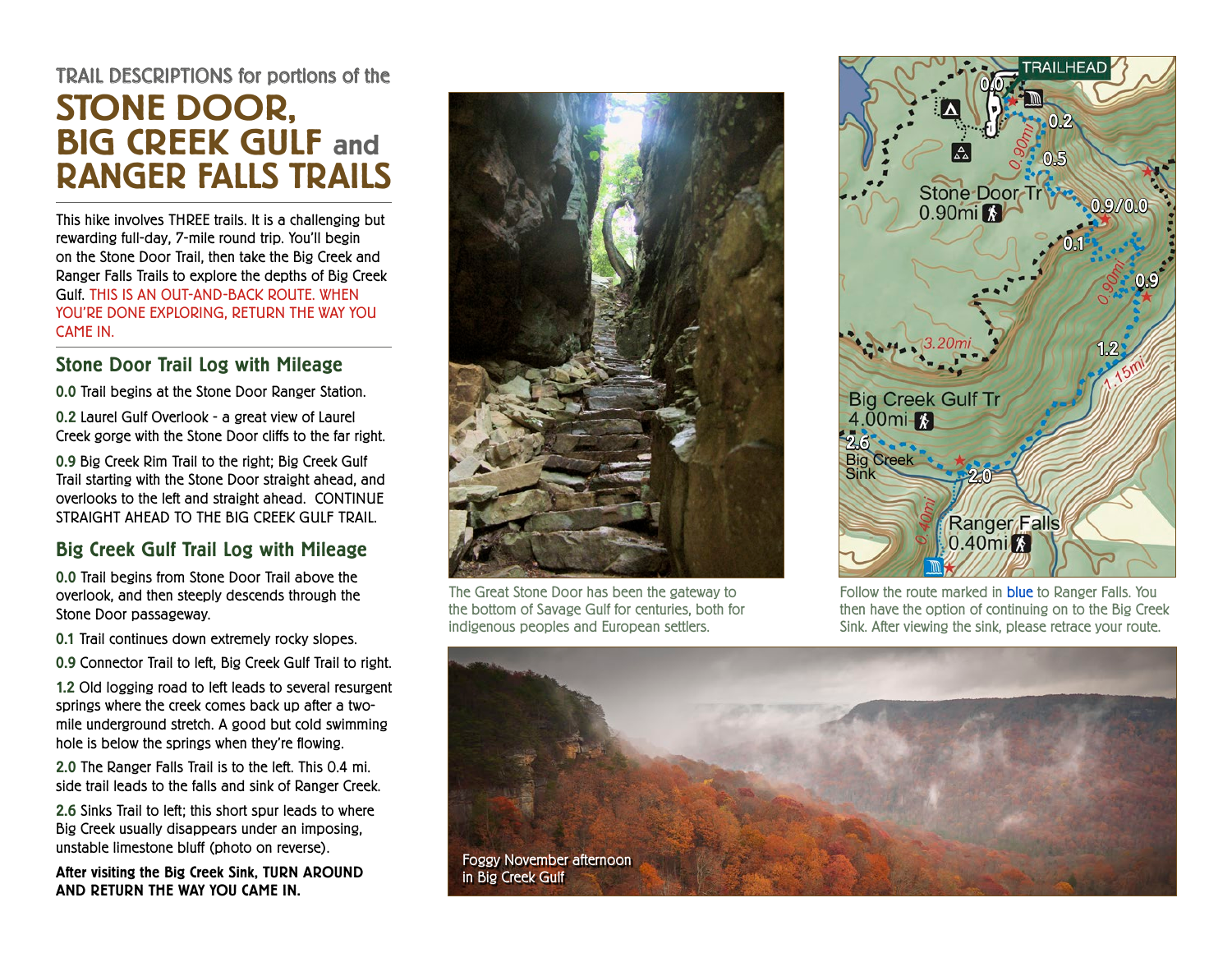TRAIL DESCRIPTIONS for portions of the

# STONE DOOR, BIG CREEK GULF and RANGER FALLS TRAILS

This hike involves THREE trails. It is a challenging but rewarding full-day, 7-mile round trip. You'll begin on the Stone Door Trail, then take the Big Creek and Ranger Falls Trails to explore the depths of Big Creek Gulf. THIS IS AN OUT-AND-BACK ROUTE. WHEN YOU'RE DONE EXPLORING, RETURN THE WAY YOU CAME IN.

## Stone Door Trail Log with Mileage

**0.0** Trail begins at the Stone Door Ranger Station.

**0.2** Laurel Gulf Overlook - a great view of Laurel Creek gorge with the Stone Door cliffs to the far right.

**0.9** Big Creek Rim Trail to the right; Big Creek Gulf Trail starting with the Stone Door straight ahead, and overlooks to the left and straight ahead. CONTINUE STRAIGHT AHEAD TO THE BIG CREEK GULF TRAIL.

## Big Creek Gulf Trail Log with Mileage

**0.0** Trail begins from Stone Door Trail above the overlook, and then steeply descends through the Stone Door passageway.

**0.1** Trail continues down extremely rocky slopes.

**0.9** Connector Trail to left, Big Creek Gulf Trail to right.

**1.2** Old logging road to left leads to several resurgent springs where the creek comes back up after a two-mile underground stretch. A good but cold swimming hole is below the springs when they're flowing.

**2.0** The Ranger Falls Trail is to the left. This 0.4 mi. side trail leads to the falls and sink of Ranger Creek.

**2.6** Sinks Trail to left; this short spur leads to where Big Creek usually disappears under an imposing, unstable limestone bluff (photo on reverse).

**After visiting the Big Creek Sink, TURN AROUND AND RETURN THE WAY YOU CAME IN.**

The Great Stone Door has been the gateway to the bottom of Savage Gulf for centuries, both for indigenous peoples and European settlers.

TRAILHEAD
0.0
0.2
0.5
0.90mi
Stone Door Tr
0.90mi
0.9/0.0
0.1
0.90mi
0.9
3.20mi
1.2
1.15mi
Big Creek Gulf Tr
4.00mi
2.6
Big Creek Sink
2.0
0.40mi
Ranger Falls
0.40mi

Follow the route marked in blue to Ranger Falls. You then have the option of continuing on to the Big Creek Sink. After viewing the sink, please retrace your route.

Foggy November afternoon in Big Creek Gulf